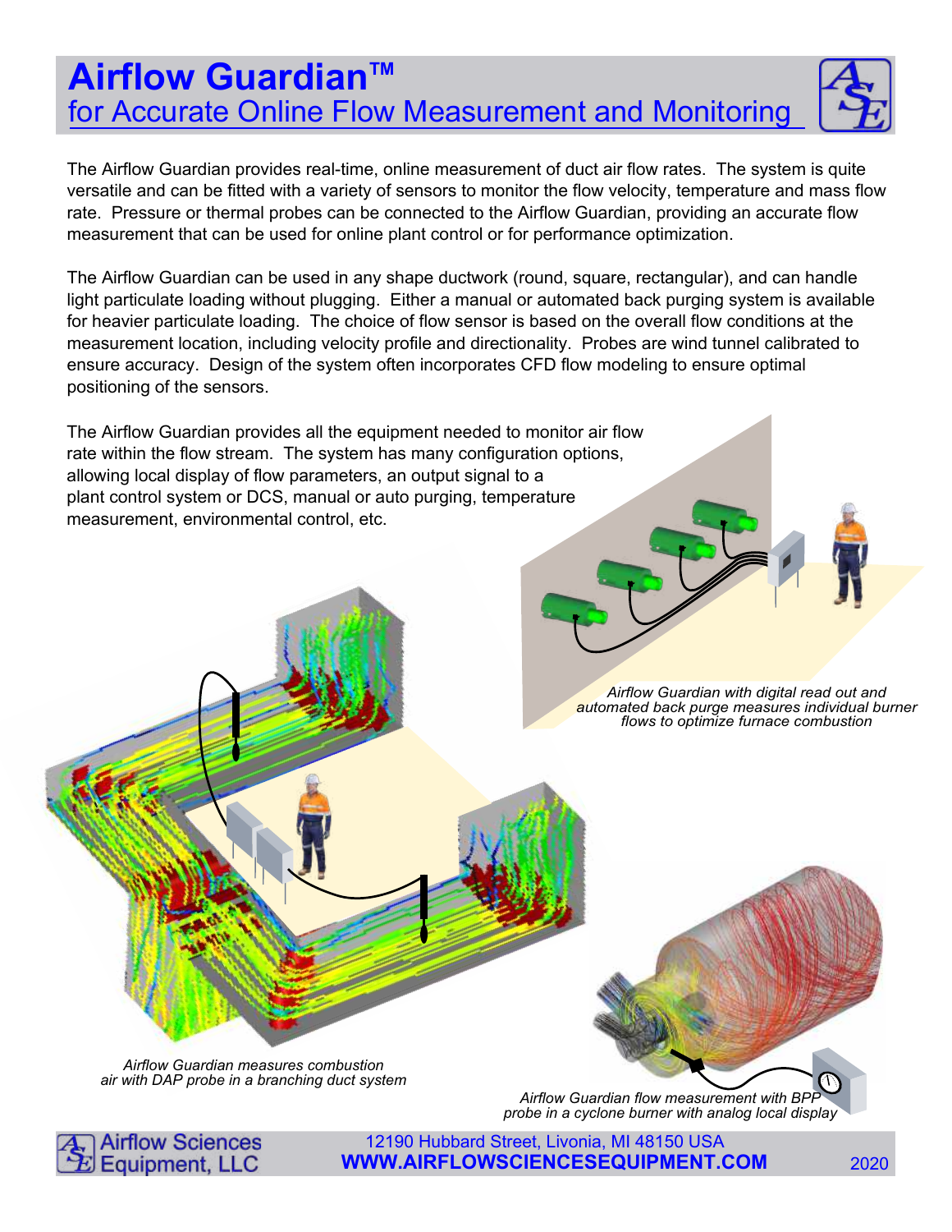# Airflow Guardian™

## for Accurate Online Flow Measurement and Monitoring

The Airflow Guardian provides real-time, online measurement of duct air flow rates. The system is quite versatile and can be fitted with a variety of sensors to monitor the flow velocity, temperature and mass flow rate. Pressure or thermal probes can be connected to the Airflow Guardian, providing an accurate flow measurement that can be used for online plant control or for performance optimization.

The Airflow Guardian can be used in any shape ductwork (round, square, rectangular), and can handle light particulate loading without plugging. Either a manual or automated back purging system is available for heavier particulate loading. The choice of flow sensor is based on the overall flow conditions at the measurement location, including velocity profile and directionality. Probes are wind tunnel calibrated to ensure accuracy. Design of the system often incorporates CFD flow modeling to ensure optimal positioning of the sensors.

The Airflow Guardian provides all the equipment needed to monitor air flow rate within the flow stream. The system has many configuration options, allowing local display of flow parameters, an output signal to a plant control system or DCS, manual or auto purging, temperature measurement, environmental control, etc.

*Airflow Guardian with digital read out and automated back purge measures individual burner flows to optimize furnace combustion*

*Airflow Guardian measures combustion air with DAP probe in a branching duct system*

*Airflow Guardian flow measurement with BPP probe in a cyclone burner with analog local display*

Airflow Sciences Equipment, LLC

12190 Hubbard Street, Livonia, MI 48150 USA

**WWW.AIRFLOWSCIENCESEQUIPMENT.COM**

2020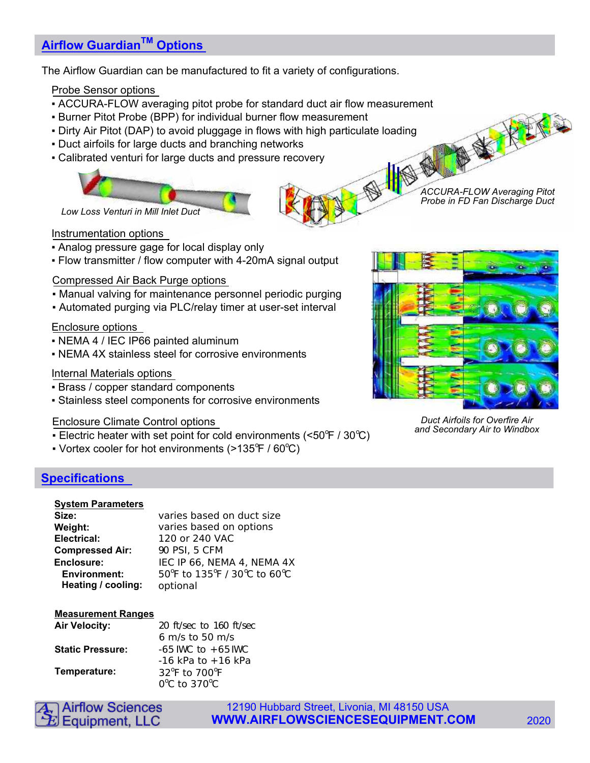## Airflow Guardian™ Options

The Airflow Guardian can be manufactured to fit a variety of configurations.

Probe Sensor options

- ACCURA-FLOW averaging pitot probe for standard duct air flow measurement
- Burner Pitot Probe (BPP) for individual burner flow measurement
- Dirty Air Pitot (DAP) to avoid pluggage in flows with high particulate loading
- Duct airfoils for large ducts and branching networks
- Calibrated venturi for large ducts and pressure recovery

*Low Loss Venturi in Mill Inlet Duct*

*ACCURA-FLOW Averaging Pitot Probe in FD Fan Discharge Duct*

Instrumentation options

- Analog pressure gage for local display only
- Flow transmitter / flow computer with 4-20mA signal output

Compressed Air Back Purge options

- Manual valving for maintenance personnel periodic purging
- Automated purging via PLC/relay timer at user-set interval

Enclosure options

- NEMA 4 / IEC IP66 painted aluminum
- NEMA 4X stainless steel for corrosive environments

Internal Materials options

- Brass / copper standard components
- Stainless steel components for corrosive environments

Enclosure Climate Control options

- Electric heater with set point for cold environments (<50℉ / 30℃)
- Vortex cooler for hot environments (>135℉ / 60℃)

*Duct Airfoils for Overfire Air and Secondary Air to Windbox*

## Specifications

**System Parameters**

| | |
|---|---|
| **Size:** | varies based on duct size |
| **Weight:** | varies based on options |
| **Electrical:** | 120 or 240 VAC |
| **Compressed Air:** | 90 PSI, 5 CFM |
| **Enclosure:** | IEC IP 66, NEMA 4, NEMA 4X |
| **Environment:** | 50℉ to 135℉ / 30℃ to 60℃ |
| **Heating / cooling:** | optional |

**Measurement Ranges**

| | |
|---|---|
| **Air Velocity:** | 20 ft/sec to 160 ft/sec<br>6 m/s to 50 m/s |
| **Static Pressure:** | -65 IWC to +65 IWC<br>-16 kPa to +16 kPa |
| **Temperature:** | 32℉ to 700℉<br>0℃ to 370℃ |

Airflow Sciences Equipment, LLC
12190 Hubbard Street, Livonia, MI 48150 USA
WWW.AIRFLOWSCIENCESEQUIPMENT.COM
2020